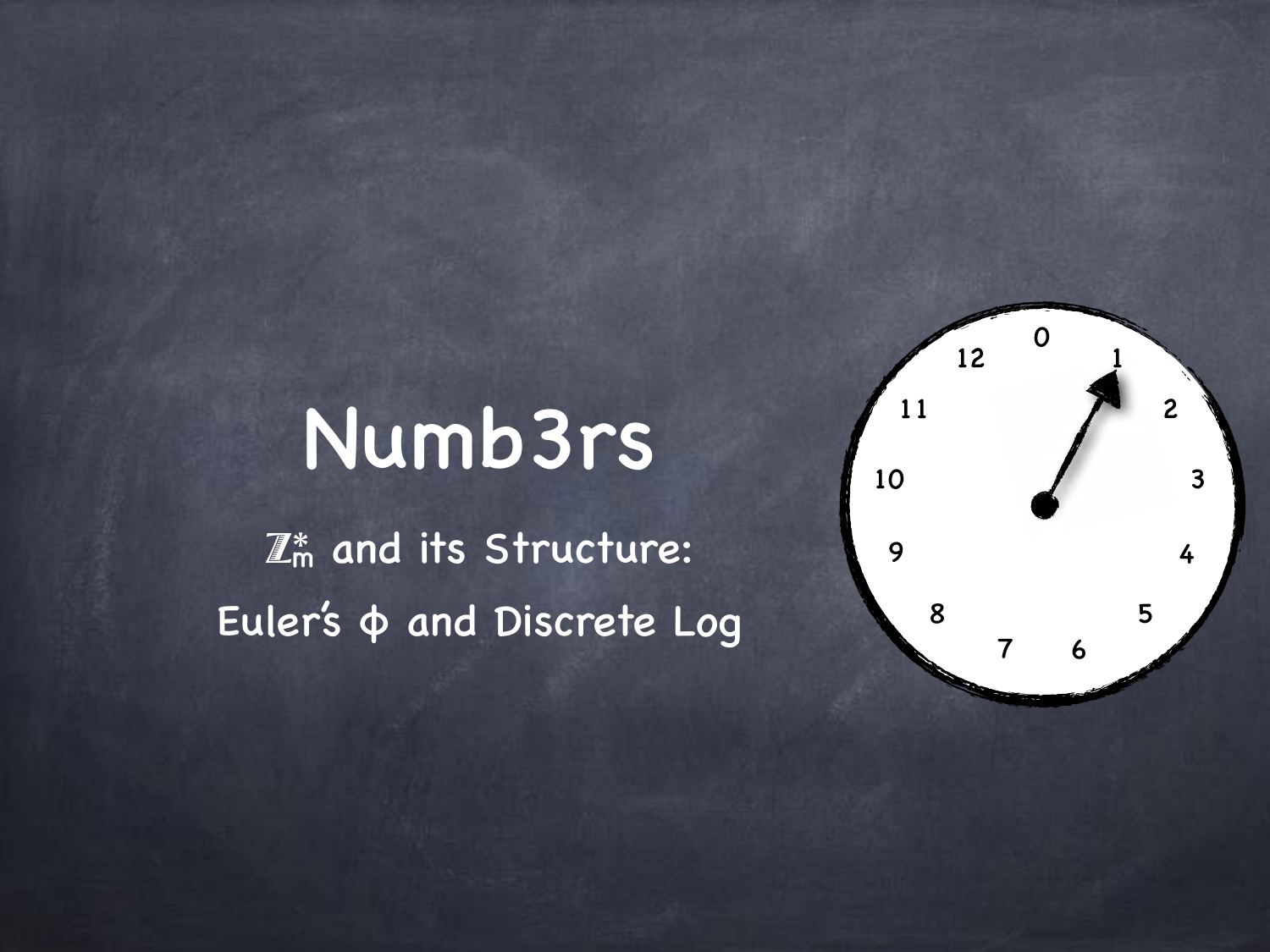# Numb3rs

## $\mathbb{Z}_m^*$ and its Structure: Euler's ϕ and Discrete Log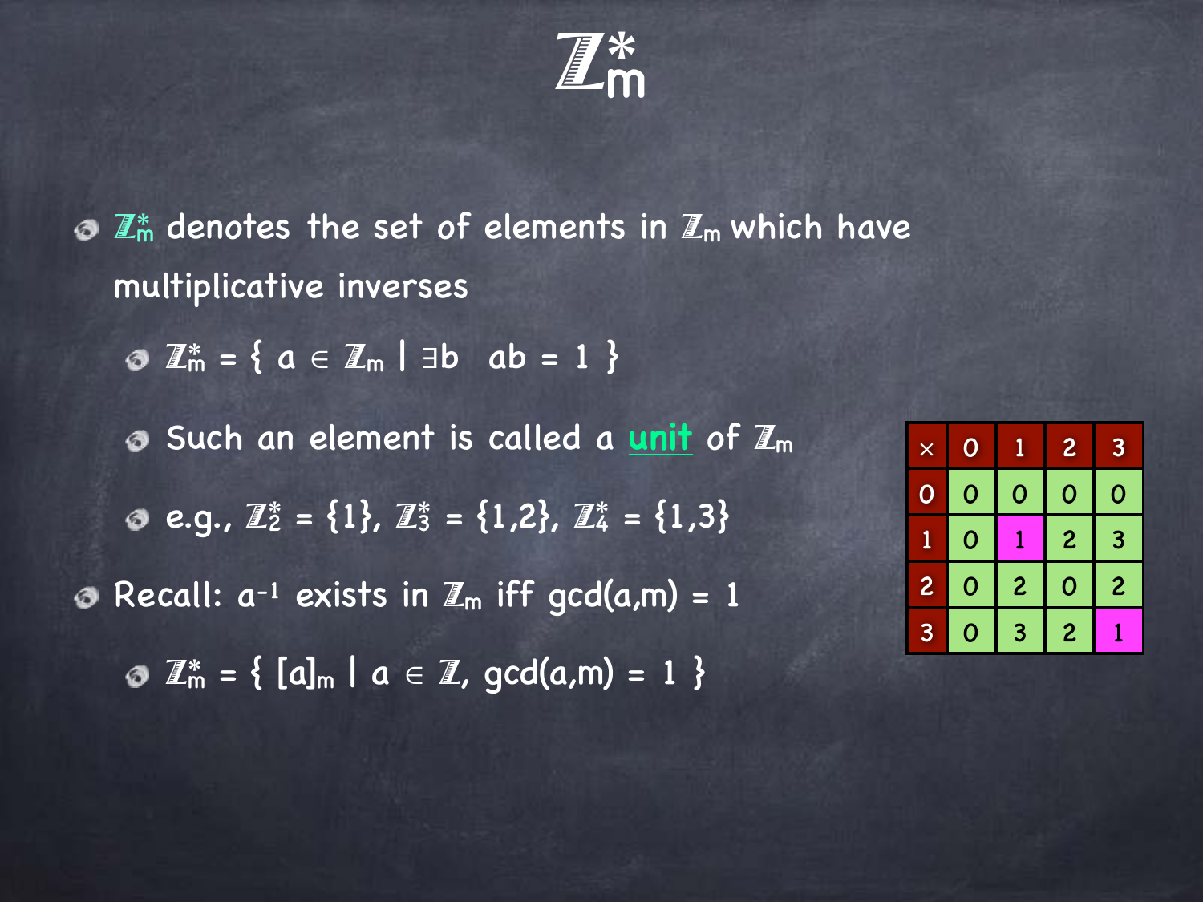# $\mathbb{Z}_m^*$

- $\mathbb{Z}_m^*$ denotes the set of elements in $\mathbb{Z}_m$ which have multiplicative inverses
  - $\mathbb{Z}_m^* = \{ a \in \mathbb{Z}_m \mid \exists b \;\; ab = 1 \}$
  - Such an element is called a **unit** of $\mathbb{Z}_m$
  - e.g., $\mathbb{Z}_2^* = \{1\}$, $\mathbb{Z}_3^* = \{1,2\}$, $\mathbb{Z}_4^* = \{1,3\}$
- Recall: $a^{-1}$ exists in $\mathbb{Z}_m$ iff $\gcd(a,m) = 1$
  - $\mathbb{Z}_m^* = \{ [a]_m \mid a \in \mathbb{Z}, \gcd(a,m) = 1 \}$

| × | 0 | 1 | 2 | 3 |
|---|---|---|---|---|
| 0 | 0 | 0 | 0 | 0 |
| 1 | 0 | 1 | 2 | 3 |
| 2 | 0 | 2 | 0 | 2 |
| 3 | 0 | 3 | 2 | 1 |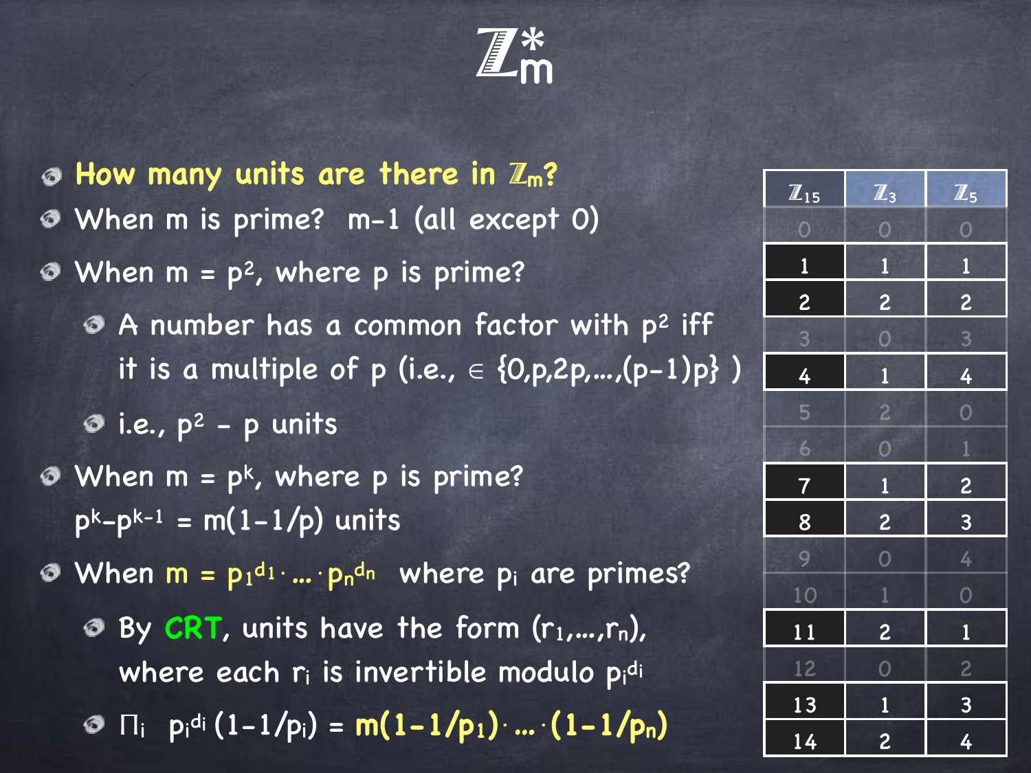# $\mathbb{Z}_m^*$

- **How many units are there in $\mathbb{Z}_m$?**
- When m is prime? m−1 (all except 0)
- When $m = p^2$, where p is prime?
  - A number has a common factor with $p^2$ iff it is a multiple of p (i.e., $\in \{0,p,2p,\ldots,(p-1)p\}$ )
  - i.e., $p^2 - p$ units
- When $m = p^k$, where p is prime? $p^k - p^{k-1} = m(1-1/p)$ units
- When $m = p_1^{d_1} \cdot \ldots \cdot p_n^{d_n}$ where $p_i$ are primes?
  - By **CRT**, units have the form $(r_1,\ldots,r_n)$, where each $r_i$ is invertible modulo $p_i^{d_i}$
  - $\prod_i \; p_i^{d_i}(1-1/p_i) = m(1-1/p_1)\cdot \ldots \cdot(1-1/p_n)$

| $\mathbb{Z}_{15}$ | $\mathbb{Z}_3$ | $\mathbb{Z}_5$ |
|---|---|---|
| 0 | 0 | 0 |
| 1 | 1 | 1 |
| 2 | 2 | 2 |
| 3 | 0 | 3 |
| 4 | 1 | 4 |
| 5 | 2 | 0 |
| 6 | 0 | 1 |
| 7 | 1 | 2 |
| 8 | 2 | 3 |
| 9 | 0 | 4 |
| 10 | 1 | 0 |
| 11 | 2 | 1 |
| 12 | 0 | 2 |
| 13 | 1 | 3 |
| 14 | 2 | 4 |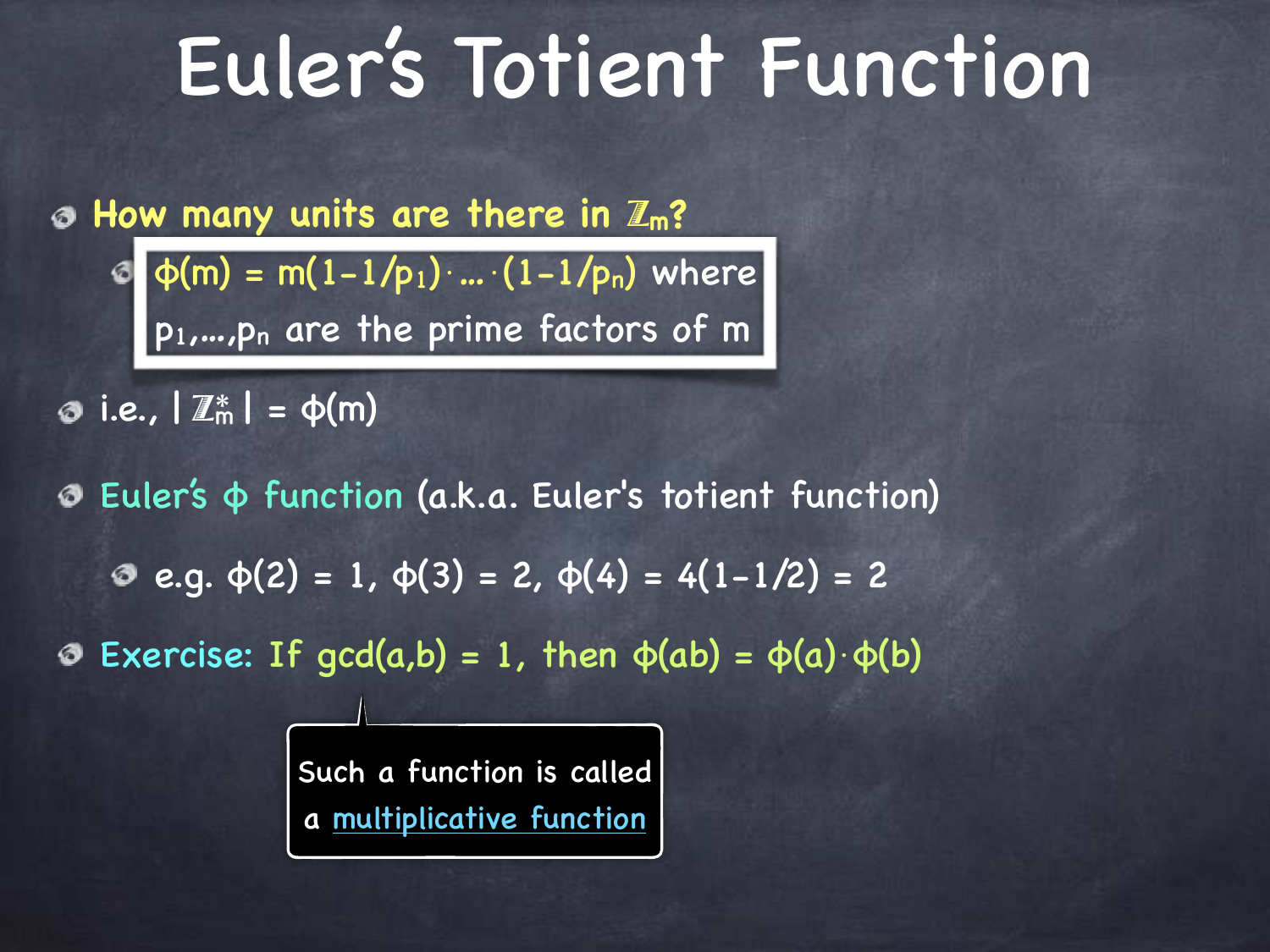# Euler's Totient Function

- How many units are there in $\mathbb{Z}_m$?
  - $\phi(m) = m(1-1/p_1)\cdot \ldots \cdot(1-1/p_n)$ where $p_1,\ldots,p_n$ are the prime factors of m
- i.e., $|\mathbb{Z}_m^*| = \phi(m)$
- Euler's $\phi$ function (a.k.a. Euler's totient function)
  - e.g. $\phi(2) = 1$, $\phi(3) = 2$, $\phi(4) = 4(1-1/2) = 2$
- Exercise: If $\gcd(a,b) = 1$, then $\phi(ab) = \phi(a)\cdot\phi(b)$

Such a function is called a multiplicative function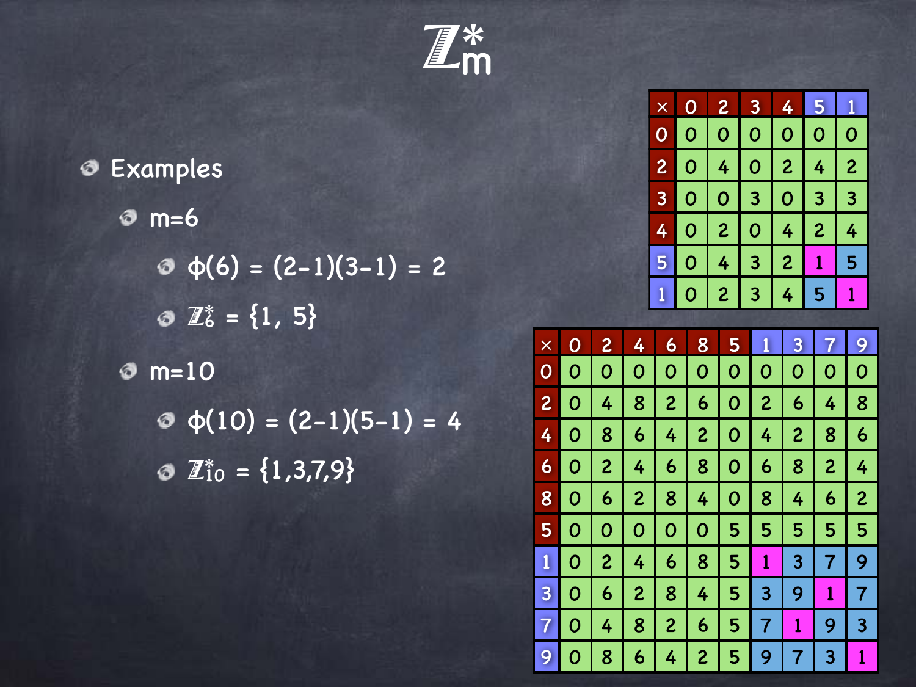# $\mathbb{Z}_m^*$

- Examples
  - m=6
    - $\phi(6) = (2-1)(3-1) = 2$
    - $\mathbb{Z}_6^* = \{1, 5\}$
  - m=10
    - $\phi(10) = (2-1)(5-1) = 4$
    - $\mathbb{Z}_{10}^* = \{1,3,7,9\}$

| × | 0 | 2 | 3 | 4 | 5 | 1 |
|---|---|---|---|---|---|---|
| 0 | 0 | 0 | 0 | 0 | 0 | 0 |
| 2 | 0 | 4 | 0 | 2 | 4 | 2 |
| 3 | 0 | 0 | 3 | 0 | 3 | 3 |
| 4 | 0 | 2 | 0 | 4 | 2 | 4 |
| 5 | 0 | 4 | 3 | 2 | 1 | 5 |
| 1 | 0 | 2 | 3 | 4 | 5 | 1 |

| × | 0 | 2 | 4 | 6 | 8 | 5 | 1 | 3 | 7 | 9 |
|---|---|---|---|---|---|---|---|---|---|---|
| 0 | 0 | 0 | 0 | 0 | 0 | 0 | 0 | 0 | 0 | 0 |
| 2 | 0 | 4 | 8 | 2 | 6 | 0 | 2 | 6 | 4 | 8 |
| 4 | 0 | 8 | 6 | 4 | 2 | 0 | 4 | 2 | 8 | 6 |
| 6 | 0 | 2 | 4 | 6 | 8 | 0 | 6 | 8 | 2 | 4 |
| 8 | 0 | 6 | 2 | 8 | 4 | 0 | 8 | 4 | 6 | 2 |
| 5 | 0 | 0 | 0 | 0 | 0 | 5 | 5 | 5 | 5 | 5 |
| 1 | 0 | 2 | 4 | 6 | 8 | 5 | 1 | 3 | 7 | 9 |
| 3 | 0 | 6 | 2 | 8 | 4 | 5 | 3 | 9 | 1 | 7 |
| 7 | 0 | 4 | 8 | 2 | 6 | 5 | 7 | 1 | 9 | 3 |
| 9 | 0 | 8 | 6 | 4 | 2 | 5 | 9 | 7 | 3 | 1 |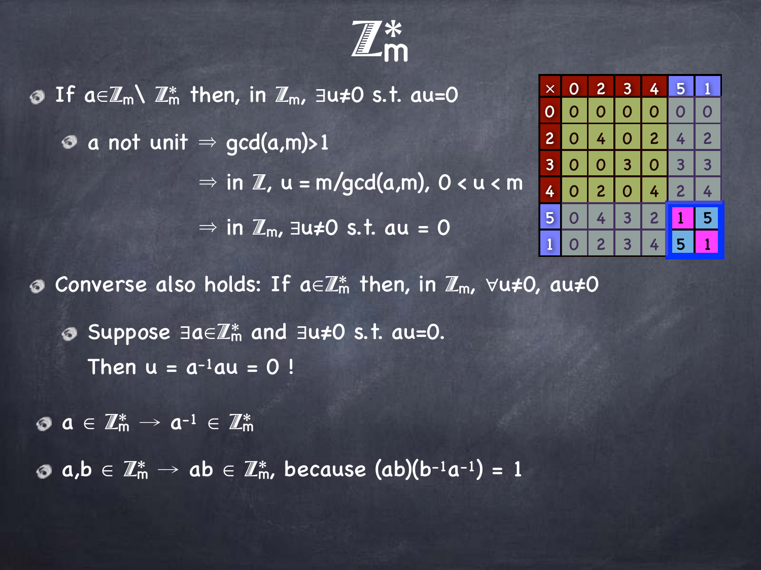# $\mathbb{Z}_m^*$

- If $a \in \mathbb{Z}_m \setminus \mathbb{Z}_m^*$ then, in $\mathbb{Z}_m$, $\exists u \neq 0$ s.t. $au=0$
  - $a$ not unit $\Rightarrow \gcd(a,m) > 1$

    $\Rightarrow$ in $\mathbb{Z}$, $u = m/\gcd(a,m)$, $0 < u < m$

    $\Rightarrow$ in $\mathbb{Z}_m$, $\exists u \neq 0$ s.t. $au = 0$

| × | 0 | 2 | 3 | 4 | 5 | 1 |
|---|---|---|---|---|---|---|
| 0 | 0 | 0 | 0 | 0 | 0 | 0 |
| 2 | 0 | 4 | 0 | 2 | 4 | 2 |
| 3 | 0 | 0 | 3 | 0 | 3 | 3 |
| 4 | 0 | 2 | 0 | 4 | 2 | 4 |
| 5 | 0 | 4 | 3 | 2 | 1 | 5 |
| 1 | 0 | 2 | 3 | 4 | 5 | 1 |

- Converse also holds: If $a \in \mathbb{Z}_m^*$ then, in $\mathbb{Z}_m$, $\forall u \neq 0$, $au \neq 0$
  - Suppose $\exists a \in \mathbb{Z}_m^*$ and $\exists u \neq 0$ s.t. $au=0$.

    Then $u = a^{-1}au = 0$ !

- $a \in \mathbb{Z}_m^* \rightarrow a^{-1} \in \mathbb{Z}_m^*$

- $a,b \in \mathbb{Z}_m^* \rightarrow ab \in \mathbb{Z}_m^*$, because $(ab)(b^{-1}a^{-1}) = 1$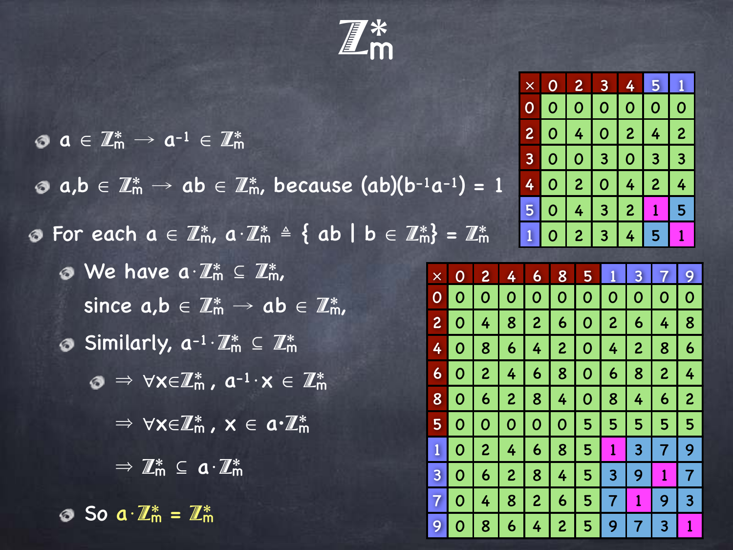# $\mathbb{Z}_m^*$

- $a \in \mathbb{Z}_m^* \rightarrow a^{-1} \in \mathbb{Z}_m^*$
- $a,b \in \mathbb{Z}_m^* \rightarrow ab \in \mathbb{Z}_m^*$, because $(ab)(b^{-1}a^{-1}) = 1$
- For each $a \in \mathbb{Z}_m^*$, $a \cdot \mathbb{Z}_m^* \triangleq \{ ab \mid b \in \mathbb{Z}_m^* \} = \mathbb{Z}_m^*$
  - We have $a \cdot \mathbb{Z}_m^* \subseteq \mathbb{Z}_m^*$, since $a,b \in \mathbb{Z}_m^* \rightarrow ab \in \mathbb{Z}_m^*$,
  - Similarly, $a^{-1} \cdot \mathbb{Z}_m^* \subseteq \mathbb{Z}_m^*$
    - $\Rightarrow \forall x \in \mathbb{Z}_m^*$, $a^{-1} \cdot x \in \mathbb{Z}_m^*$

      $\Rightarrow \forall x \in \mathbb{Z}_m^*$, $x \in a \cdot \mathbb{Z}_m^*$

      $\Rightarrow \mathbb{Z}_m^* \subseteq a \cdot \mathbb{Z}_m^*$
  - So $a \cdot \mathbb{Z}_m^* = \mathbb{Z}_m^*$

| × | 0 | 2 | 3 | 4 | 5 | 1 |
|---|---|---|---|---|---|---|
| 0 | 0 | 0 | 0 | 0 | 0 | 0 |
| 2 | 0 | 4 | 0 | 2 | 4 | 2 |
| 3 | 0 | 0 | 3 | 0 | 3 | 3 |
| 4 | 0 | 2 | 0 | 4 | 2 | 4 |
| 5 | 0 | 4 | 3 | 2 | 1 | 5 |
| 1 | 0 | 2 | 3 | 4 | 5 | 1 |

| × | 0 | 2 | 4 | 6 | 8 | 5 | 1 | 3 | 7 | 9 |
|---|---|---|---|---|---|---|---|---|---|---|
| 0 | 0 | 0 | 0 | 0 | 0 | 0 | 0 | 0 | 0 | 0 |
| 2 | 0 | 4 | 8 | 2 | 6 | 0 | 2 | 6 | 4 | 8 |
| 4 | 0 | 8 | 6 | 4 | 2 | 0 | 4 | 2 | 8 | 6 |
| 6 | 0 | 2 | 4 | 6 | 8 | 0 | 6 | 8 | 2 | 4 |
| 8 | 0 | 6 | 2 | 8 | 4 | 0 | 8 | 4 | 6 | 2 |
| 5 | 0 | 0 | 0 | 0 | 0 | 5 | 5 | 5 | 5 | 5 |
| 1 | 0 | 2 | 4 | 6 | 8 | 5 | 1 | 3 | 7 | 9 |
| 3 | 0 | 6 | 2 | 8 | 4 | 5 | 3 | 9 | 1 | 7 |
| 7 | 0 | 4 | 8 | 2 | 6 | 5 | 7 | 1 | 9 | 3 |
| 9 | 0 | 8 | 6 | 4 | 2 | 5 | 9 | 7 | 3 | 1 |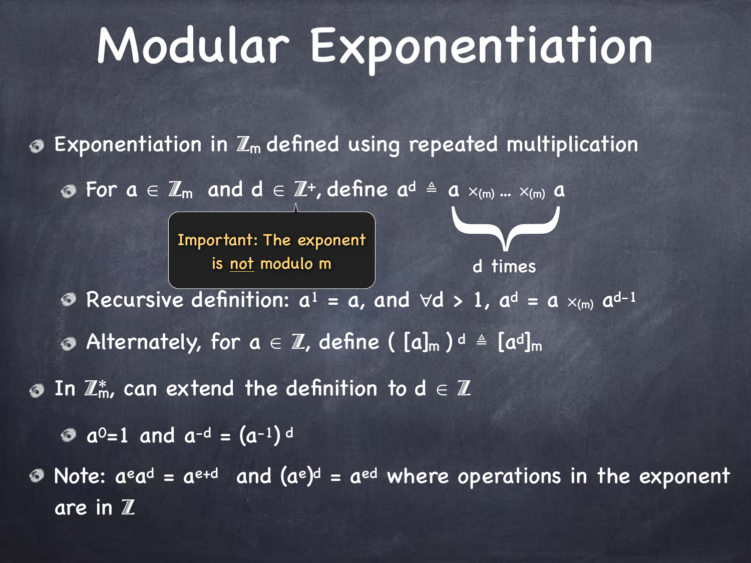# Modular Exponentiation

- Exponentiation in $\mathbb{Z}_m$ defined using repeated multiplication
  - For $a \in \mathbb{Z}_m$ and $d \in \mathbb{Z}^+$, define $a^d \triangleq \underbrace{a \times_{(m)} \ldots \times_{(m)} a}_{d \text{ times}}$

    Important: The exponent is <u>not</u> modulo m

  - Recursive definition: $a^1 = a$, and $\forall d > 1$, $a^d = a \times_{(m)} a^{d-1}$
  - Alternately, for $a \in \mathbb{Z}$, define $( [a]_m )^d \triangleq [a^d]_m$
- In $\mathbb{Z}_m^*$, can extend the definition to $d \in \mathbb{Z}$
  - $a^0=1$ and $a^{-d} = (a^{-1})^d$
- Note: $a^e a^d = a^{e+d}$ and $(a^e)^d = a^{ed}$ where operations in the exponent are in $\mathbb{Z}$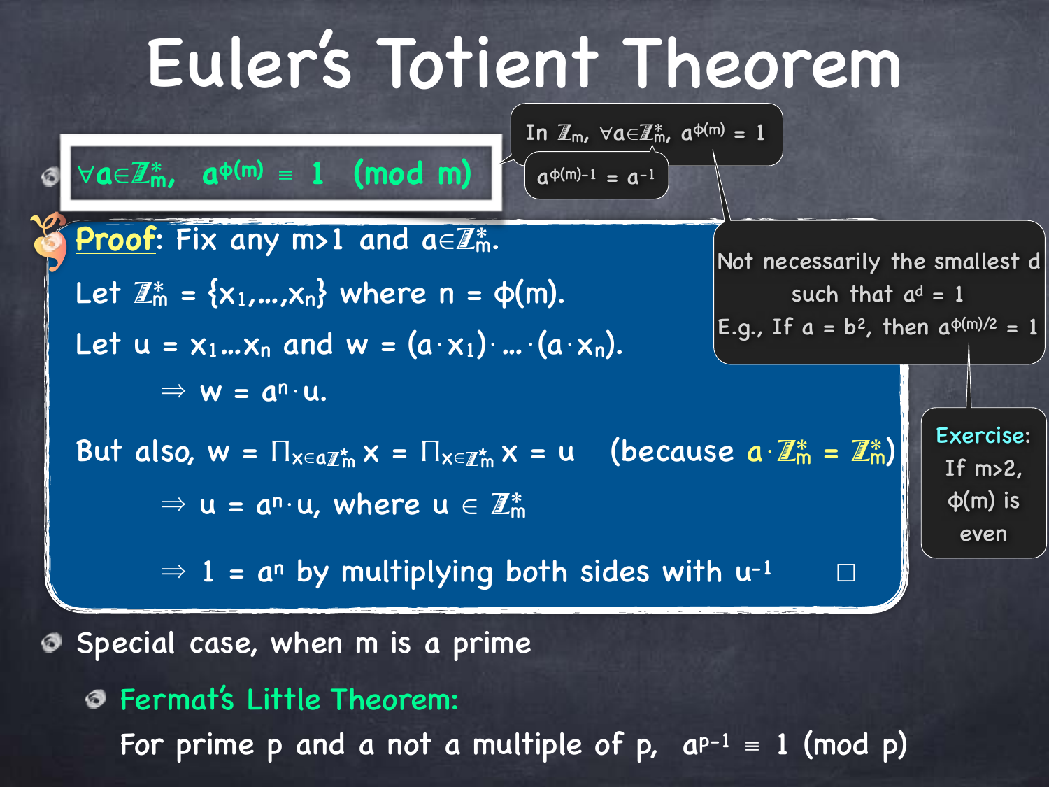# Euler's Totient Theorem

- $\forall a \in \mathbb{Z}_m^*, \quad a^{\phi(m)} \equiv 1 \pmod{m}$

> In $\mathbb{Z}_m$, $\forall a \in \mathbb{Z}_m^*$, $a^{\phi(m)} = 1$
>
> $a^{\phi(m)-1} = a^{-1}$

> Not necessarily the smallest d such that $a^d = 1$
>
> E.g., If $a = b^2$, then $a^{\phi(m)/2} = 1$

> **Exercise:** If $m>2$, $\phi(m)$ is even

**Proof**: Fix any $m>1$ and $a \in \mathbb{Z}_m^*$.

Let $\mathbb{Z}_m^* = \{x_1,\ldots,x_n\}$ where $n = \phi(m)$.

Let $u = x_1 \ldots x_n$ and $w = (a \cdot x_1) \cdot \ldots \cdot (a \cdot x_n)$.

$\Rightarrow w = a^n \cdot u$.

But also, $w = \prod_{x \in a\mathbb{Z}_m^*} x = \prod_{x \in \mathbb{Z}_m^*} x = u$ (because $a \cdot \mathbb{Z}_m^* = \mathbb{Z}_m^*$)

$\Rightarrow u = a^n \cdot u$, where $u \in \mathbb{Z}_m^*$

$\Rightarrow 1 = a^n$ by multiplying both sides with $u^{-1}$ □

- Special case, when m is a prime
  - Fermat's Little Theorem:

    For prime p and a not a multiple of p, $a^{p-1} \equiv 1 \pmod{p}$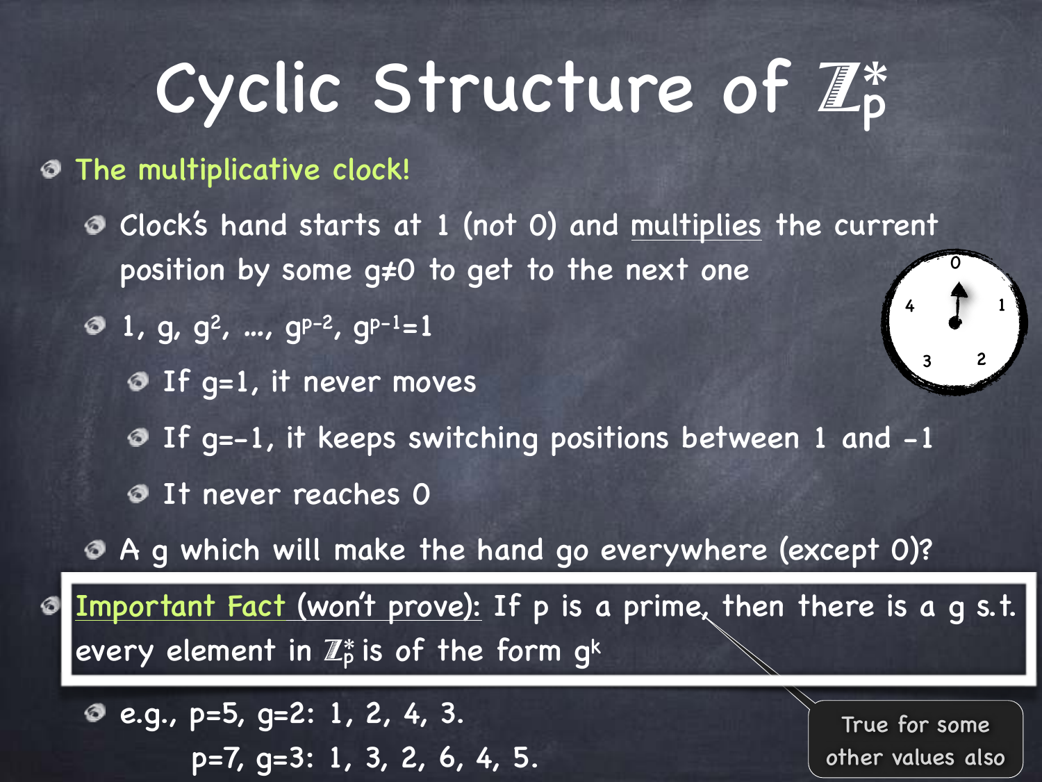# Cyclic Structure of $\mathbb{Z}_p^*$

- The multiplicative clock!
  - Clock's hand starts at 1 (not 0) and multiplies the current position by some $g \neq 0$ to get to the next one
  - $1, g, g^2, \ldots, g^{p-2}, g^{p-1}=1$
    - If $g=1$, it never moves
    - If $g=-1$, it keeps switching positions between 1 and -1
    - It never reaches 0
  - A g which will make the hand go everywhere (except 0)?
- Important Fact (won't prove): If p is a prime, then there is a g s.t. every element in $\mathbb{Z}_p^*$ is of the form $g^k$
  - e.g., $p=5$, $g=2$: 1, 2, 4, 3.
    $p=7$, $g=3$: 1, 3, 2, 6, 4, 5.

True for some other values also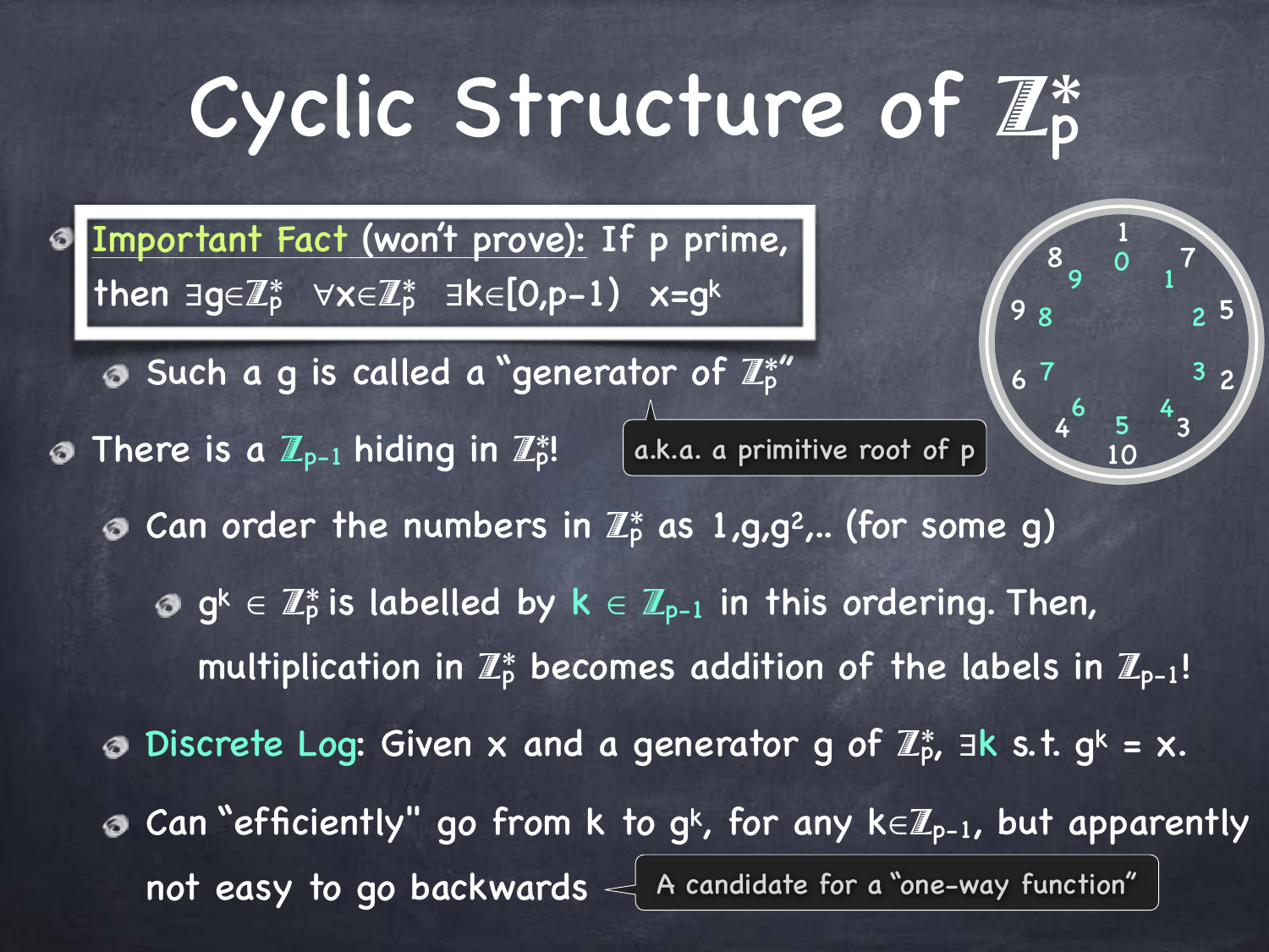# Cyclic Structure of $\mathbb{Z}_p^*$

- **Important Fact** (won't prove): If p prime, then $\exists g \in \mathbb{Z}_p^* \;\; \forall x \in \mathbb{Z}_p^* \;\; \exists k \in [0,p-1) \;\; x = g^k$
  - Such a g is called a "generator of $\mathbb{Z}_p^*$"

    a.k.a. a primitive root of p

- There is a $\mathbb{Z}_{p-1}$ hiding in $\mathbb{Z}_p^*$!
  - Can order the numbers in $\mathbb{Z}_p^*$ as $1, g, g^2, ..$ (for some g)
    - $g^k \in \mathbb{Z}_p^*$ is labelled by $k \in \mathbb{Z}_{p-1}$ in this ordering. Then, multiplication in $\mathbb{Z}_p^*$ becomes addition of the labels in $\mathbb{Z}_{p-1}$!
  - **Discrete Log**: Given x and a generator g of $\mathbb{Z}_p^*$, $\exists k$ s.t. $g^k = x$.
  - Can "efficiently" go from k to $g^k$, for any $k \in \mathbb{Z}_{p-1}$, but apparently not easy to go backwards

    A candidate for a "one-way function"

1 0
7 1
5 2
2 3
3 4
10 5
4 6
6 7
9 8
8 9